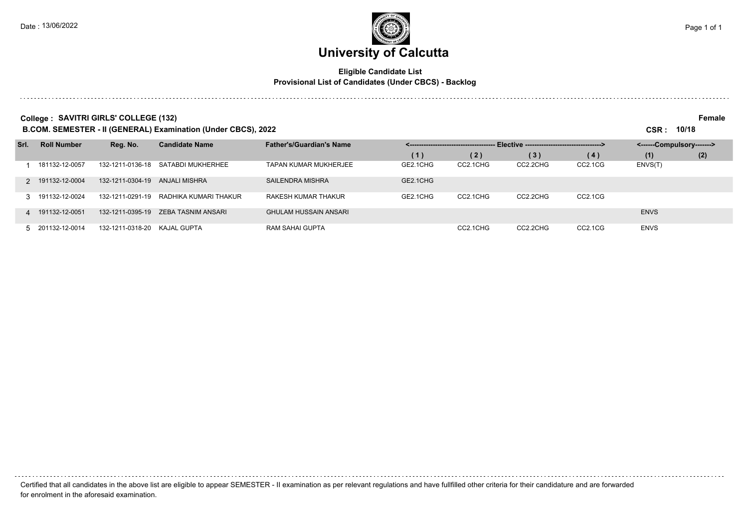# University of Calcutta

**Eligible Candidate List**
**Provisional List of Candidates (Under CBCS) - Backlog**

**College : SAVITRI GIRLS' COLLEGE (132)** **Female**

**B.COM. SEMESTER - II (GENERAL) Examination (Under CBCS), 2022** **CSR : 10/18**

| Srl. | Roll Number | Reg. No. | Candidate Name | Father's/Guardian's Name | Elective (1) | Elective (2) | Elective (3) | Elective (4) | Compulsory (1) | Compulsory (2) |
|---|---|---|---|---|---|---|---|---|---|---|
| 1 | 181132-12-0057 | 132-1211-0136-18 | SATABDI MUKHERHEE | TAPAN KUMAR MUKHERJEE | GE2.1CHG | CC2.1CHG | CC2.2CHG | CC2.1CG | ENVS(T) | |
| 2 | 191132-12-0004 | 132-1211-0304-19 | ANJALI MISHRA | SAILENDRA MISHRA | GE2.1CHG | | | | | |
| 3 | 191132-12-0024 | 132-1211-0291-19 | RADHIKA KUMARI THAKUR | RAKESH KUMAR THAKUR | GE2.1CHG | CC2.1CHG | CC2.2CHG | CC2.1CG | | |
| 4 | 191132-12-0051 | 132-1211-0395-19 | ZEBA TASNIM ANSARI | GHULAM HUSSAIN ANSARI | | | | | ENVS | |
| 5 | 201132-12-0014 | 132-1211-0318-20 | KAJAL GUPTA | RAM SAHAI GUPTA | | CC2.1CHG | CC2.2CHG | CC2.1CG | ENVS | |

Certified that all candidates in the above list are eligible to appear SEMESTER - II examination as per relevant regulations and have fullfilled other criteria for their candidature and are forwarded for enrolment in the aforesaid examination.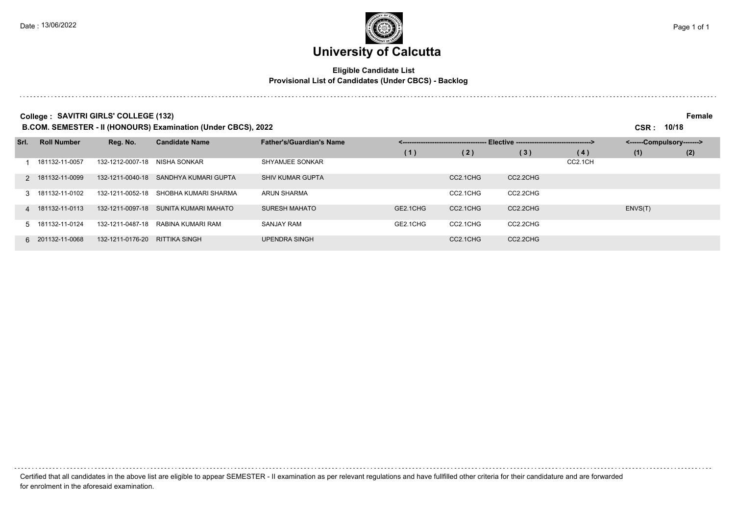# University of Calcutta

**Eligible Candidate List**

**Provisional List of Candidates (Under CBCS) - Backlog**

**College : SAVITRI GIRLS' COLLEGE (132)**

**Female**

**B.COM. SEMESTER - II (HONOURS) Examination (Under CBCS), 2022**

**CSR : 10/18**

| Srl. | Roll Number | Reg. No. | Candidate Name | Father's/Guardian's Name | Elective (1) | Elective (2) | Elective (3) | Elective (4) | Compulsory (1) | Compulsory (2) |
|---|---|---|---|---|---|---|---|---|---|---|
| 1 | 181132-11-0057 | 132-1212-0007-18 | NISHA SONKAR | SHYAMJEE SONKAR | | | | CC2.1CH | | |
| 2 | 181132-11-0099 | 132-1211-0040-18 | SANDHYA KUMARI GUPTA | SHIV KUMAR GUPTA | | CC2.1CHG | CC2.2CHG | | | |
| 3 | 181132-11-0102 | 132-1211-0052-18 | SHOBHA KUMARI SHARMA | ARUN SHARMA | | CC2.1CHG | CC2.2CHG | | | |
| 4 | 181132-11-0113 | 132-1211-0097-18 | SUNITA KUMARI MAHATO | SURESH MAHATO | GE2.1CHG | CC2.1CHG | CC2.2CHG | | ENVS(T) | |
| 5 | 181132-11-0124 | 132-1211-0487-18 | RABINA KUMARI RAM | SANJAY RAM | GE2.1CHG | CC2.1CHG | CC2.2CHG | | | |
| 6 | 201132-11-0068 | 132-1211-0176-20 | RITTIKA SINGH | UPENDRA SINGH | | CC2.1CHG | CC2.2CHG | | | |

Certified that all candidates in the above list are eligible to appear SEMESTER - II examination as per relevant regulations and have fullfilled other criteria for their candidature and are forwarded for enrolment in the aforesaid examination.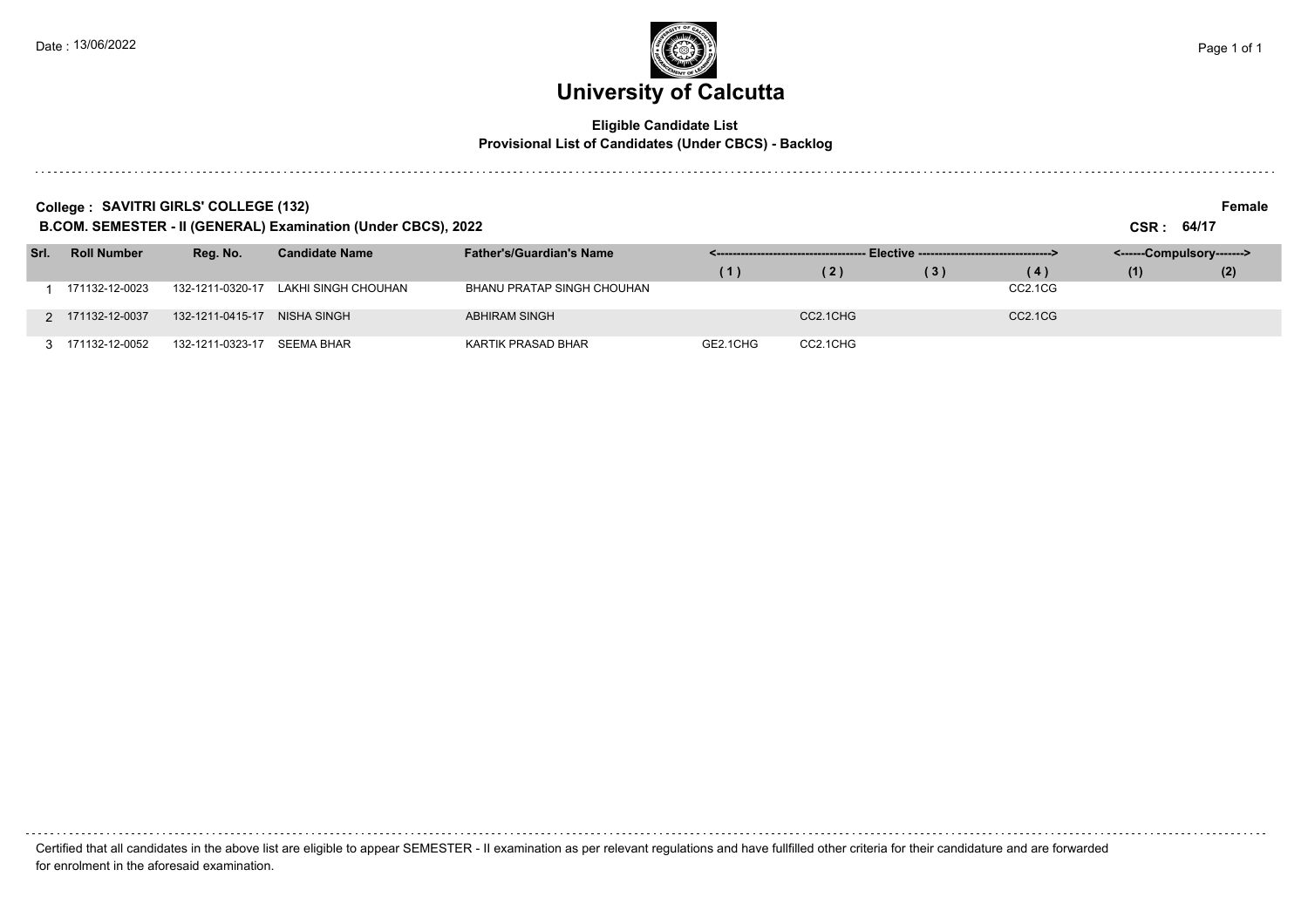# University of Calcutta

**Eligible Candidate List**
**Provisional List of Candidates (Under CBCS) - Backlog**

**College : SAVITRI GIRLS' COLLEGE (132)** — **Female**

**B.COM. SEMESTER - II (GENERAL) Examination (Under CBCS), 2022** — **CSR : 64/17**

| Srl. | Roll Number | Reg. No. | Candidate Name | Father's/Guardian's Name | Elective (1) | Elective (2) | Elective (3) | Elective (4) | Compulsory (1) | Compulsory (2) |
|---|---|---|---|---|---|---|---|---|---|---|
| 1 | 171132-12-0023 | 132-1211-0320-17 | LAKHI SINGH CHOUHAN | BHANU PRATAP SINGH CHOUHAN | | | | CC2.1CG | | |
| 2 | 171132-12-0037 | 132-1211-0415-17 | NISHA SINGH | ABHIRAM SINGH | | CC2.1CHG | | CC2.1CG | | |
| 3 | 171132-12-0052 | 132-1211-0323-17 | SEEMA BHAR | KARTIK PRASAD BHAR | GE2.1CHG | CC2.1CHG | | | | |

Certified that all candidates in the above list are eligible to appear SEMESTER - II examination as per relevant regulations and have fullfilled other criteria for their candidature and are forwarded for enrolment in the aforesaid examination.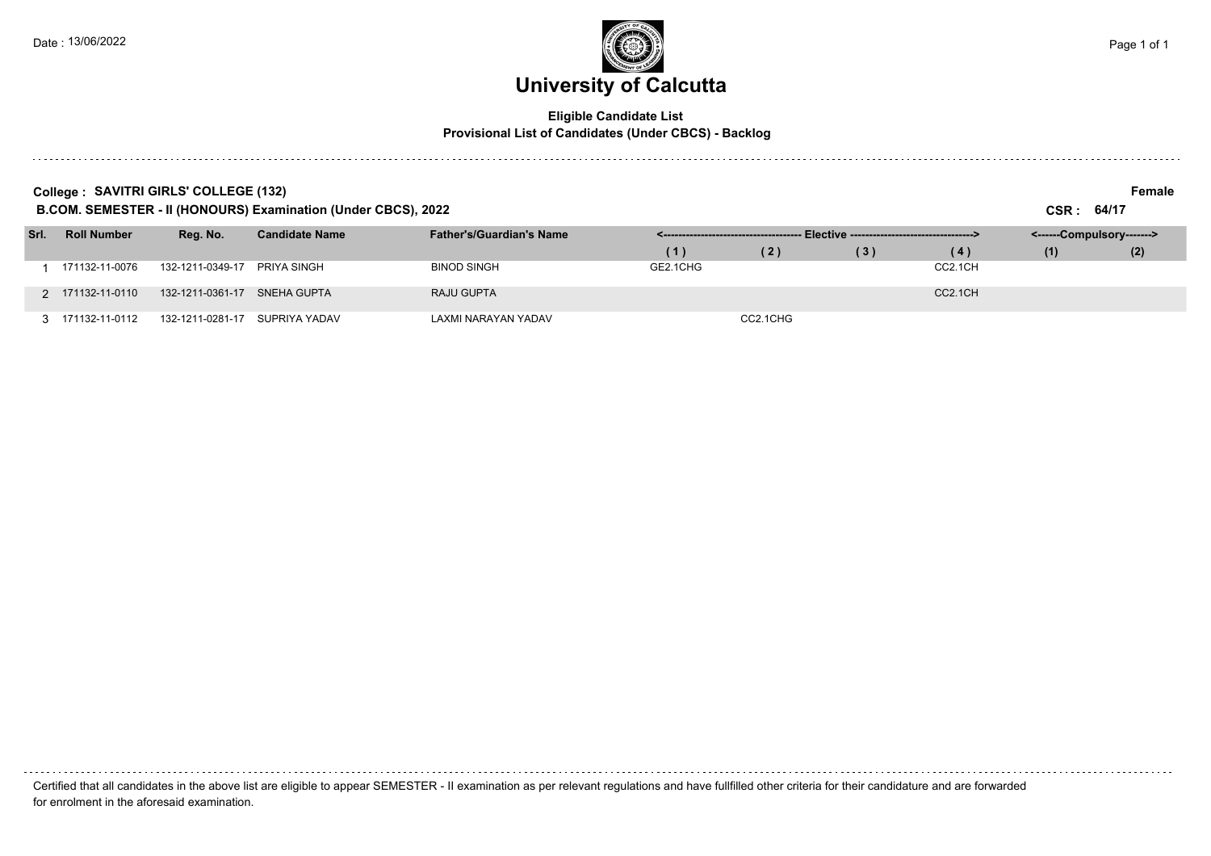# University of Calcutta

**Eligible Candidate List**
**Provisional List of Candidates (Under CBCS) - Backlog**

**College : SAVITRI GIRLS' COLLEGE (132)** — **Female**

**B.COM. SEMESTER - II (HONOURS) Examination (Under CBCS), 2022** — **CSR : 64/17**

| Srl. | Roll Number | Reg. No. | Candidate Name | Father's/Guardian's Name | Elective (1) | Elective (2) | Elective (3) | Elective (4) | Compulsory (1) | Compulsory (2) |
|---|---|---|---|---|---|---|---|---|---|---|
| 1 | 171132-11-0076 | 132-1211-0349-17 | PRIYA SINGH | BINOD SINGH | GE2.1CHG | | | CC2.1CH | | |
| 2 | 171132-11-0110 | 132-1211-0361-17 | SNEHA GUPTA | RAJU GUPTA | | | | CC2.1CH | | |
| 3 | 171132-11-0112 | 132-1211-0281-17 | SUPRIYA YADAV | LAXMI NARAYAN YADAV | | CC2.1CHG | | | | |

Certified that all candidates in the above list are eligible to appear SEMESTER - II examination as per relevant regulations and have fullfilled other criteria for their candidature and are forwarded for enrolment in the aforesaid examination.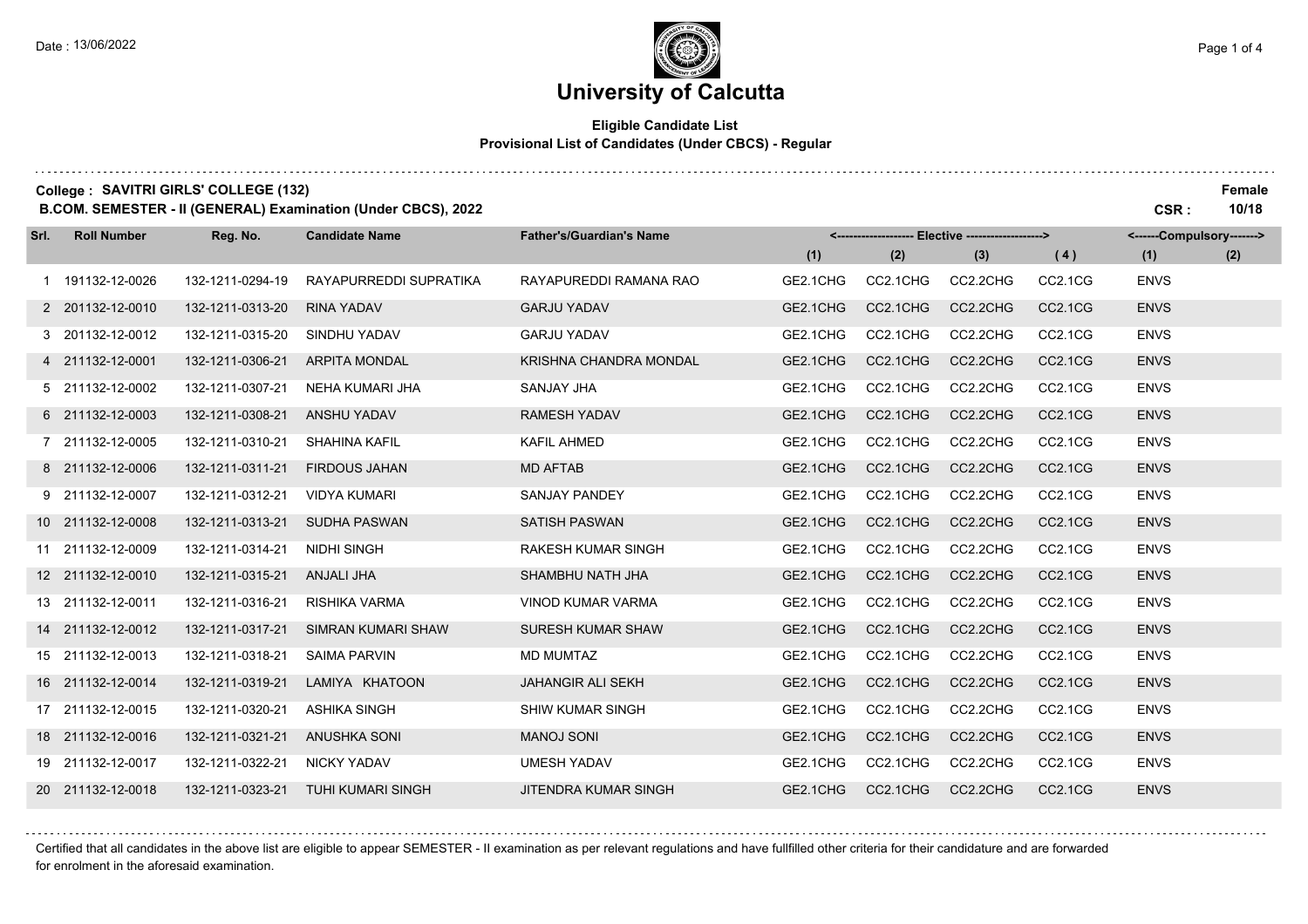# University of Calcutta

**Eligible Candidate List**
**Provisional List of Candidates (Under CBCS) - Regular**

**College : SAVITRI GIRLS' COLLEGE (132)** — **Female**

**B.COM. SEMESTER - II (GENERAL) Examination (Under CBCS), 2022** — **CSR : 10/18**

| Srl. | Roll Number | Reg. No. | Candidate Name | Father's/Guardian's Name | Elective (1) | Elective (2) | Elective (3) | Elective (4) | Compulsory (1) | Compulsory (2) |
|---|---|---|---|---|---|---|---|---|---|---|
| 1 | 191132-12-0026 | 132-1211-0294-19 | RAYAPURREDDI SUPRATIKA | RAYAPUREDDI RAMANA RAO | GE2.1CHG | CC2.1CHG | CC2.2CHG | CC2.1CG | ENVS | |
| 2 | 201132-12-0010 | 132-1211-0313-20 | RINA YADAV | GARJU YADAV | GE2.1CHG | CC2.1CHG | CC2.2CHG | CC2.1CG | ENVS | |
| 3 | 201132-12-0012 | 132-1211-0315-20 | SINDHU YADAV | GARJU YADAV | GE2.1CHG | CC2.1CHG | CC2.2CHG | CC2.1CG | ENVS | |
| 4 | 211132-12-0001 | 132-1211-0306-21 | ARPITA MONDAL | KRISHNA CHANDRA MONDAL | GE2.1CHG | CC2.1CHG | CC2.2CHG | CC2.1CG | ENVS | |
| 5 | 211132-12-0002 | 132-1211-0307-21 | NEHA KUMARI JHA | SANJAY JHA | GE2.1CHG | CC2.1CHG | CC2.2CHG | CC2.1CG | ENVS | |
| 6 | 211132-12-0003 | 132-1211-0308-21 | ANSHU YADAV | RAMESH YADAV | GE2.1CHG | CC2.1CHG | CC2.2CHG | CC2.1CG | ENVS | |
| 7 | 211132-12-0005 | 132-1211-0310-21 | SHAHINA KAFIL | KAFIL AHMED | GE2.1CHG | CC2.1CHG | CC2.2CHG | CC2.1CG | ENVS | |
| 8 | 211132-12-0006 | 132-1211-0311-21 | FIRDOUS JAHAN | MD AFTAB | GE2.1CHG | CC2.1CHG | CC2.2CHG | CC2.1CG | ENVS | |
| 9 | 211132-12-0007 | 132-1211-0312-21 | VIDYA KUMARI | SANJAY PANDEY | GE2.1CHG | CC2.1CHG | CC2.2CHG | CC2.1CG | ENVS | |
| 10 | 211132-12-0008 | 132-1211-0313-21 | SUDHA PASWAN | SATISH PASWAN | GE2.1CHG | CC2.1CHG | CC2.2CHG | CC2.1CG | ENVS | |
| 11 | 211132-12-0009 | 132-1211-0314-21 | NIDHI SINGH | RAKESH KUMAR SINGH | GE2.1CHG | CC2.1CHG | CC2.2CHG | CC2.1CG | ENVS | |
| 12 | 211132-12-0010 | 132-1211-0315-21 | ANJALI JHA | SHAMBHU NATH JHA | GE2.1CHG | CC2.1CHG | CC2.2CHG | CC2.1CG | ENVS | |
| 13 | 211132-12-0011 | 132-1211-0316-21 | RISHIKA VARMA | VINOD KUMAR VARMA | GE2.1CHG | CC2.1CHG | CC2.2CHG | CC2.1CG | ENVS | |
| 14 | 211132-12-0012 | 132-1211-0317-21 | SIMRAN KUMARI SHAW | SURESH KUMAR SHAW | GE2.1CHG | CC2.1CHG | CC2.2CHG | CC2.1CG | ENVS | |
| 15 | 211132-12-0013 | 132-1211-0318-21 | SAIMA PARVIN | MD MUMTAZ | GE2.1CHG | CC2.1CHG | CC2.2CHG | CC2.1CG | ENVS | |
| 16 | 211132-12-0014 | 132-1211-0319-21 | LAMIYA KHATOON | JAHANGIR ALI SEKH | GE2.1CHG | CC2.1CHG | CC2.2CHG | CC2.1CG | ENVS | |
| 17 | 211132-12-0015 | 132-1211-0320-21 | ASHIKA SINGH | SHIW KUMAR SINGH | GE2.1CHG | CC2.1CHG | CC2.2CHG | CC2.1CG | ENVS | |
| 18 | 211132-12-0016 | 132-1211-0321-21 | ANUSHKA SONI | MANOJ SONI | GE2.1CHG | CC2.1CHG | CC2.2CHG | CC2.1CG | ENVS | |
| 19 | 211132-12-0017 | 132-1211-0322-21 | NICKY YADAV | UMESH YADAV | GE2.1CHG | CC2.1CHG | CC2.2CHG | CC2.1CG | ENVS | |
| 20 | 211132-12-0018 | 132-1211-0323-21 | TUHI KUMARI SINGH | JITENDRA KUMAR SINGH | GE2.1CHG | CC2.1CHG | CC2.2CHG | CC2.1CG | ENVS | |

Certified that all candidates in the above list are eligible to appear SEMESTER - II examination as per relevant regulations and have fullfilled other criteria for their candidature and are forwarded for enrolment in the aforesaid examination.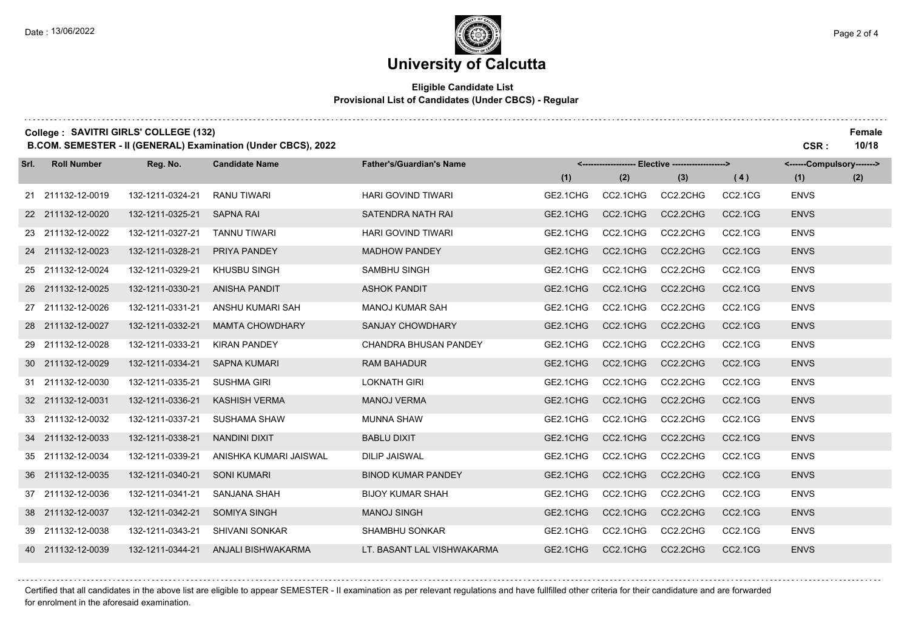# University of Calcutta

**Eligible Candidate List**
**Provisional List of Candidates (Under CBCS) - Regular**

**College : SAVITRI GIRLS' COLLEGE (132)**
**B.COM. SEMESTER - II (GENERAL) Examination (Under CBCS), 2022**

**Female**
**CSR : 10/18**

| Srl. | Roll Number | Reg. No. | Candidate Name | Father's/Guardian's Name | Elective (1) | Elective (2) | Elective (3) | Elective (4) | Compulsory (1) | Compulsory (2) |
|---|---|---|---|---|---|---|---|---|---|---|
| 21 | 211132-12-0019 | 132-1211-0324-21 | RANU TIWARI | HARI GOVIND TIWARI | GE2.1CHG | CC2.1CHG | CC2.2CHG | CC2.1CG | ENVS | |
| 22 | 211132-12-0020 | 132-1211-0325-21 | SAPNA RAI | SATENDRA NATH RAI | GE2.1CHG | CC2.1CHG | CC2.2CHG | CC2.1CG | ENVS | |
| 23 | 211132-12-0022 | 132-1211-0327-21 | TANNU TIWARI | HARI GOVIND TIWARI | GE2.1CHG | CC2.1CHG | CC2.2CHG | CC2.1CG | ENVS | |
| 24 | 211132-12-0023 | 132-1211-0328-21 | PRIYA PANDEY | MADHOW PANDEY | GE2.1CHG | CC2.1CHG | CC2.2CHG | CC2.1CG | ENVS | |
| 25 | 211132-12-0024 | 132-1211-0329-21 | KHUSBU SINGH | SAMBHU SINGH | GE2.1CHG | CC2.1CHG | CC2.2CHG | CC2.1CG | ENVS | |
| 26 | 211132-12-0025 | 132-1211-0330-21 | ANISHA PANDIT | ASHOK PANDIT | GE2.1CHG | CC2.1CHG | CC2.2CHG | CC2.1CG | ENVS | |
| 27 | 211132-12-0026 | 132-1211-0331-21 | ANSHU KUMARI SAH | MANOJ KUMAR SAH | GE2.1CHG | CC2.1CHG | CC2.2CHG | CC2.1CG | ENVS | |
| 28 | 211132-12-0027 | 132-1211-0332-21 | MAMTA CHOWDHARY | SANJAY CHOWDHARY | GE2.1CHG | CC2.1CHG | CC2.2CHG | CC2.1CG | ENVS | |
| 29 | 211132-12-0028 | 132-1211-0333-21 | KIRAN PANDEY | CHANDRA BHUSAN PANDEY | GE2.1CHG | CC2.1CHG | CC2.2CHG | CC2.1CG | ENVS | |
| 30 | 211132-12-0029 | 132-1211-0334-21 | SAPNA KUMARI | RAM BAHADUR | GE2.1CHG | CC2.1CHG | CC2.2CHG | CC2.1CG | ENVS | |
| 31 | 211132-12-0030 | 132-1211-0335-21 | SUSHMA GIRI | LOKNATH GIRI | GE2.1CHG | CC2.1CHG | CC2.2CHG | CC2.1CG | ENVS | |
| 32 | 211132-12-0031 | 132-1211-0336-21 | KASHISH VERMA | MANOJ VERMA | GE2.1CHG | CC2.1CHG | CC2.2CHG | CC2.1CG | ENVS | |
| 33 | 211132-12-0032 | 132-1211-0337-21 | SUSHAMA SHAW | MUNNA SHAW | GE2.1CHG | CC2.1CHG | CC2.2CHG | CC2.1CG | ENVS | |
| 34 | 211132-12-0033 | 132-1211-0338-21 | NANDINI DIXIT | BABLU DIXIT | GE2.1CHG | CC2.1CHG | CC2.2CHG | CC2.1CG | ENVS | |
| 35 | 211132-12-0034 | 132-1211-0339-21 | ANISHKA KUMARI JAISWAL | DILIP JAISWAL | GE2.1CHG | CC2.1CHG | CC2.2CHG | CC2.1CG | ENVS | |
| 36 | 211132-12-0035 | 132-1211-0340-21 | SONI KUMARI | BINOD KUMAR PANDEY | GE2.1CHG | CC2.1CHG | CC2.2CHG | CC2.1CG | ENVS | |
| 37 | 211132-12-0036 | 132-1211-0341-21 | SANJANA SHAH | BIJOY KUMAR SHAH | GE2.1CHG | CC2.1CHG | CC2.2CHG | CC2.1CG | ENVS | |
| 38 | 211132-12-0037 | 132-1211-0342-21 | SOMIYA SINGH | MANOJ SINGH | GE2.1CHG | CC2.1CHG | CC2.2CHG | CC2.1CG | ENVS | |
| 39 | 211132-12-0038 | 132-1211-0343-21 | SHIVANI SONKAR | SHAMBHU SONKAR | GE2.1CHG | CC2.1CHG | CC2.2CHG | CC2.1CG | ENVS | |
| 40 | 211132-12-0039 | 132-1211-0344-21 | ANJALI BISHWAKARMA | LT. BASANT LAL VISHWAKARMA | GE2.1CHG | CC2.1CHG | CC2.2CHG | CC2.1CG | ENVS | |

Certified that all candidates in the above list are eligible to appear SEMESTER - II examination as per relevant regulations and have fullfilled other criteria for their candidature and are forwarded for enrolment in the aforesaid examination.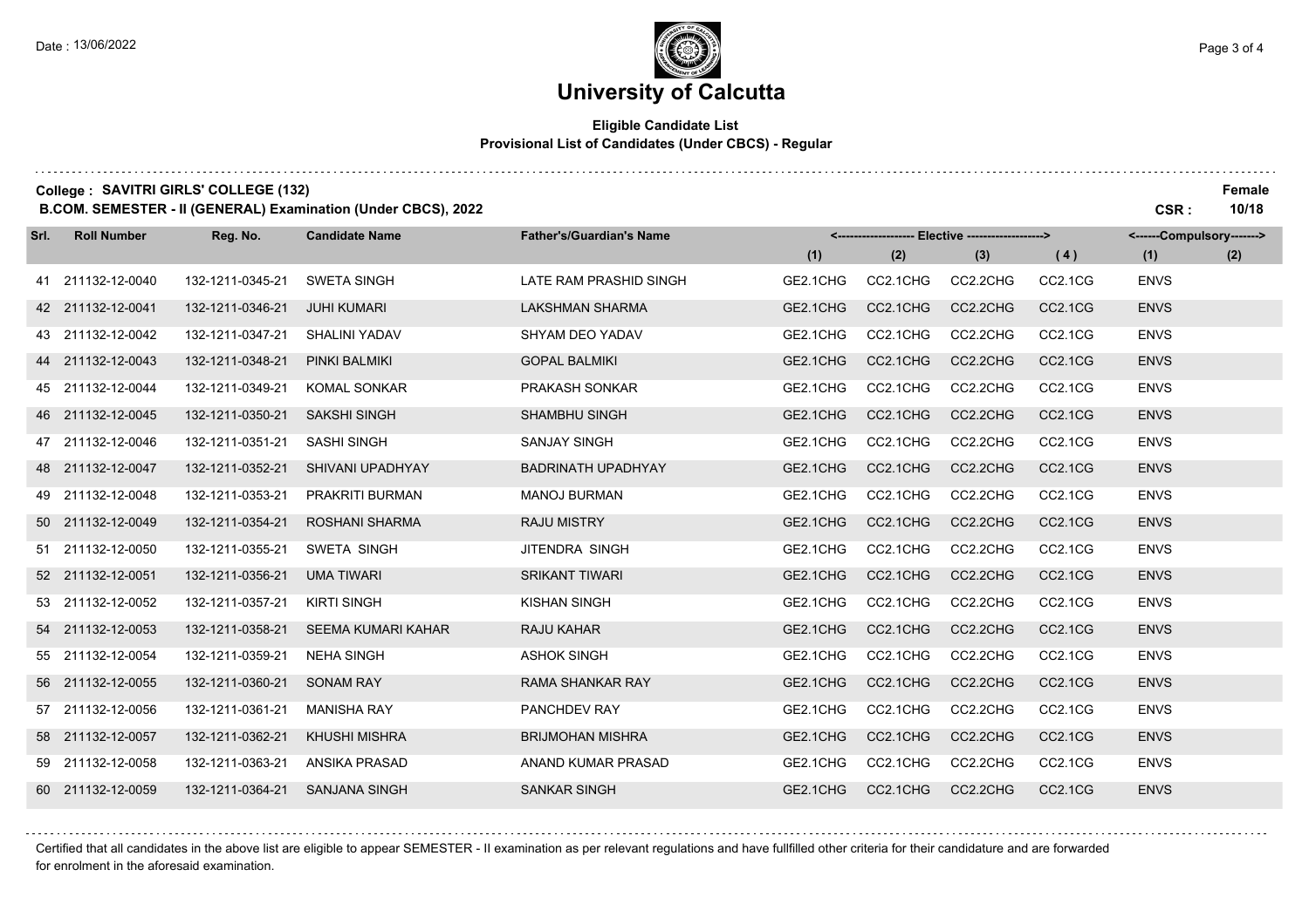# University of Calcutta

**Eligible Candidate List**
**Provisional List of Candidates (Under CBCS) - Regular**

**College : SAVITRI GIRLS' COLLEGE (132)**
**B.COM. SEMESTER - II (GENERAL) Examination (Under CBCS), 2022**

**Female**
**CSR : 10/18**

| Srl. | Roll Number | Reg. No. | Candidate Name | Father's/Guardian's Name | Elective (1) | Elective (2) | Elective (3) | Elective (4) | Compulsory (1) | Compulsory (2) |
|---|---|---|---|---|---|---|---|---|---|---|
| 41 | 211132-12-0040 | 132-1211-0345-21 | SWETA SINGH | LATE RAM PRASHID SINGH | GE2.1CHG | CC2.1CHG | CC2.2CHG | CC2.1CG | ENVS | |
| 42 | 211132-12-0041 | 132-1211-0346-21 | JUHI KUMARI | LAKSHMAN SHARMA | GE2.1CHG | CC2.1CHG | CC2.2CHG | CC2.1CG | ENVS | |
| 43 | 211132-12-0042 | 132-1211-0347-21 | SHALINI YADAV | SHYAM DEO YADAV | GE2.1CHG | CC2.1CHG | CC2.2CHG | CC2.1CG | ENVS | |
| 44 | 211132-12-0043 | 132-1211-0348-21 | PINKI BALMIKI | GOPAL BALMIKI | GE2.1CHG | CC2.1CHG | CC2.2CHG | CC2.1CG | ENVS | |
| 45 | 211132-12-0044 | 132-1211-0349-21 | KOMAL SONKAR | PRAKASH SONKAR | GE2.1CHG | CC2.1CHG | CC2.2CHG | CC2.1CG | ENVS | |
| 46 | 211132-12-0045 | 132-1211-0350-21 | SAKSHI SINGH | SHAMBHU SINGH | GE2.1CHG | CC2.1CHG | CC2.2CHG | CC2.1CG | ENVS | |
| 47 | 211132-12-0046 | 132-1211-0351-21 | SASHI SINGH | SANJAY SINGH | GE2.1CHG | CC2.1CHG | CC2.2CHG | CC2.1CG | ENVS | |
| 48 | 211132-12-0047 | 132-1211-0352-21 | SHIVANI UPADHYAY | BADRINATH UPADHYAY | GE2.1CHG | CC2.1CHG | CC2.2CHG | CC2.1CG | ENVS | |
| 49 | 211132-12-0048 | 132-1211-0353-21 | PRAKRITI BURMAN | MANOJ BURMAN | GE2.1CHG | CC2.1CHG | CC2.2CHG | CC2.1CG | ENVS | |
| 50 | 211132-12-0049 | 132-1211-0354-21 | ROSHANI SHARMA | RAJU MISTRY | GE2.1CHG | CC2.1CHG | CC2.2CHG | CC2.1CG | ENVS | |
| 51 | 211132-12-0050 | 132-1211-0355-21 | SWETA SINGH | JITENDRA SINGH | GE2.1CHG | CC2.1CHG | CC2.2CHG | CC2.1CG | ENVS | |
| 52 | 211132-12-0051 | 132-1211-0356-21 | UMA TIWARI | SRIKANT TIWARI | GE2.1CHG | CC2.1CHG | CC2.2CHG | CC2.1CG | ENVS | |
| 53 | 211132-12-0052 | 132-1211-0357-21 | KIRTI SINGH | KISHAN SINGH | GE2.1CHG | CC2.1CHG | CC2.2CHG | CC2.1CG | ENVS | |
| 54 | 211132-12-0053 | 132-1211-0358-21 | SEEMA KUMARI KAHAR | RAJU KAHAR | GE2.1CHG | CC2.1CHG | CC2.2CHG | CC2.1CG | ENVS | |
| 55 | 211132-12-0054 | 132-1211-0359-21 | NEHA SINGH | ASHOK SINGH | GE2.1CHG | CC2.1CHG | CC2.2CHG | CC2.1CG | ENVS | |
| 56 | 211132-12-0055 | 132-1211-0360-21 | SONAM RAY | RAMA SHANKAR RAY | GE2.1CHG | CC2.1CHG | CC2.2CHG | CC2.1CG | ENVS | |
| 57 | 211132-12-0056 | 132-1211-0361-21 | MANISHA RAY | PANCHDEV RAY | GE2.1CHG | CC2.1CHG | CC2.2CHG | CC2.1CG | ENVS | |
| 58 | 211132-12-0057 | 132-1211-0362-21 | KHUSHI MISHRA | BRIJMOHAN MISHRA | GE2.1CHG | CC2.1CHG | CC2.2CHG | CC2.1CG | ENVS | |
| 59 | 211132-12-0058 | 132-1211-0363-21 | ANSIKA PRASAD | ANAND KUMAR PRASAD | GE2.1CHG | CC2.1CHG | CC2.2CHG | CC2.1CG | ENVS | |
| 60 | 211132-12-0059 | 132-1211-0364-21 | SANJANA SINGH | SANKAR SINGH | GE2.1CHG | CC2.1CHG | CC2.2CHG | CC2.1CG | ENVS | |

Certified that all candidates in the above list are eligible to appear SEMESTER - II examination as per relevant regulations and have fullfilled other criteria for their candidature and are forwarded for enrolment in the aforesaid examination.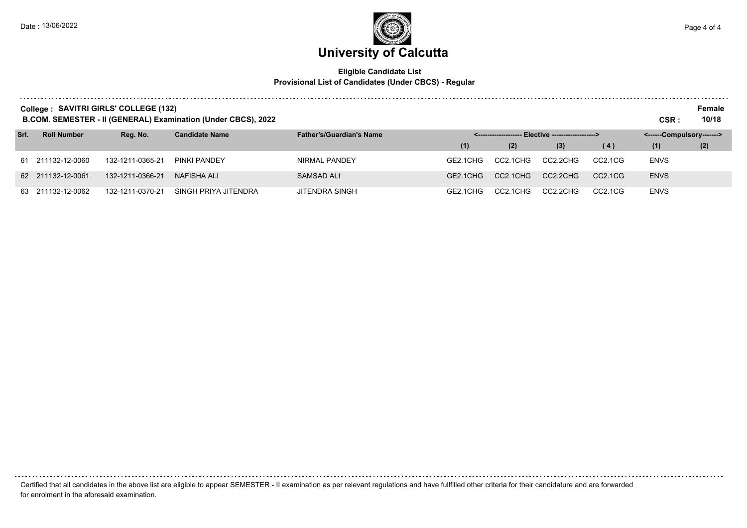# University of Calcutta

**Eligible Candidate List**
**Provisional List of Candidates (Under CBCS) - Regular**

**College : SAVITRI GIRLS' COLLEGE (132)**
**B.COM. SEMESTER - II (GENERAL) Examination (Under CBCS), 2022**

**Female**
**CSR : 10/18**

| Srl. | Roll Number | Reg. No. | Candidate Name | Father's/Guardian's Name | <------------------- Elective -------------------> | | | | <------Compulsory-------> | |
|---|---|---|---|---|---|---|---|---|---|---|
| | | | | | (1) | (2) | (3) | (4) | (1) | (2) |
| 61 | 211132-12-0060 | 132-1211-0365-21 | PINKI PANDEY | NIRMAL PANDEY | GE2.1CHG | CC2.1CHG | CC2.2CHG | CC2.1CG | ENVS | |
| 62 | 211132-12-0061 | 132-1211-0366-21 | NAFISHA ALI | SAMSAD ALI | GE2.1CHG | CC2.1CHG | CC2.2CHG | CC2.1CG | ENVS | |
| 63 | 211132-12-0062 | 132-1211-0370-21 | SINGH PRIYA JITENDRA | JITENDRA SINGH | GE2.1CHG | CC2.1CHG | CC2.2CHG | CC2.1CG | ENVS | |

Certified that all candidates in the above list are eligible to appear SEMESTER - II examination as per relevant regulations and have fullfilled other criteria for their candidature and are forwarded for enrolment in the aforesaid examination.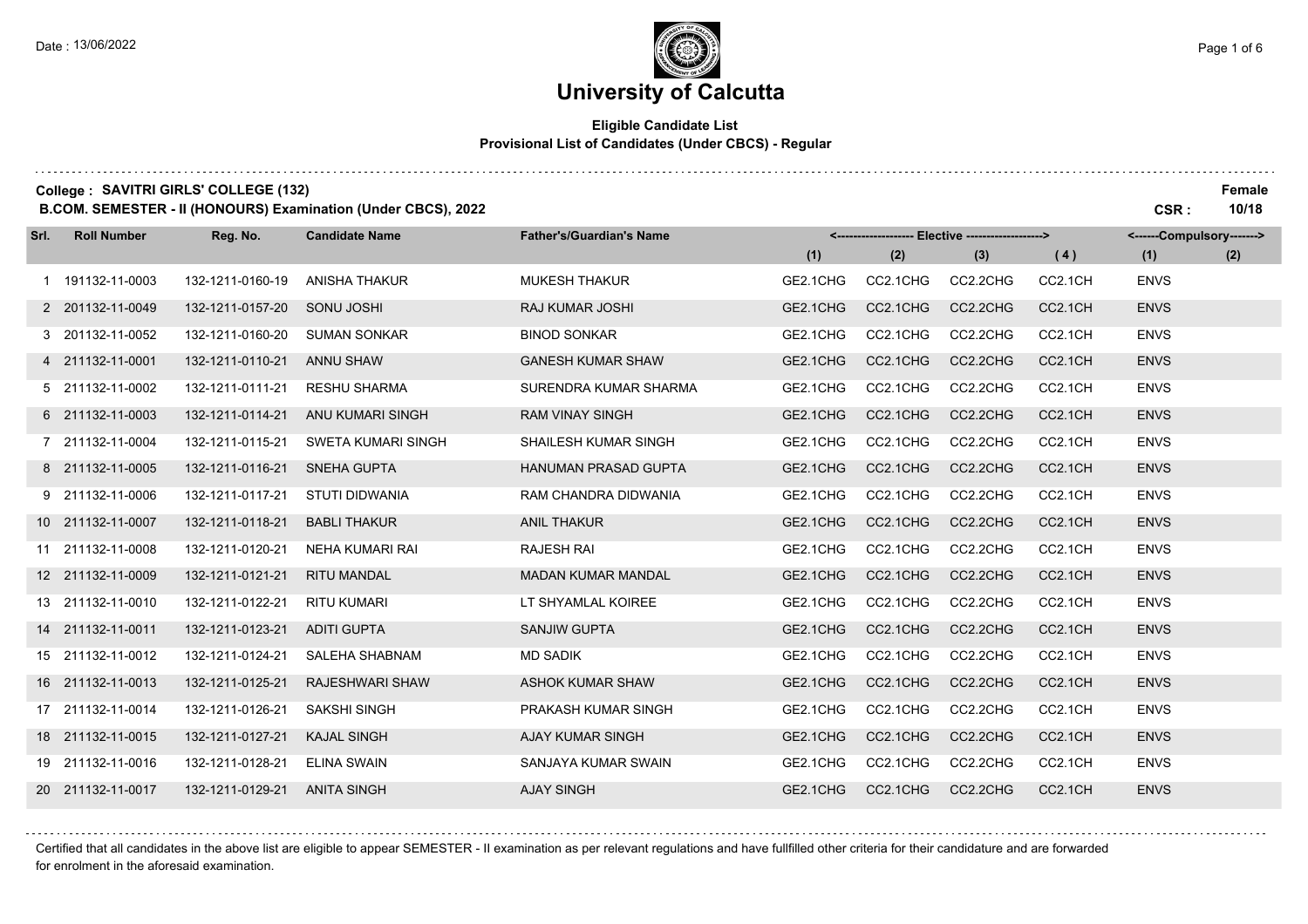Date : 13/06/2022

# University of Calcutta

**Eligible Candidate List**
**Provisional List of Candidates (Under CBCS) - Regular**

**College : SAVITRI GIRLS' COLLEGE (132)** — **Female**

**B.COM. SEMESTER - II (HONOURS) Examination (Under CBCS), 2022** — **CSR : 10/18**

| Srl. | Roll Number | Reg. No. | Candidate Name | Father's/Guardian's Name | Elective (1) | Elective (2) | Elective (3) | Elective (4) | Compulsory (1) | Compulsory (2) |
|---|---|---|---|---|---|---|---|---|---|---|
| 1 | 191132-11-0003 | 132-1211-0160-19 | ANISHA THAKUR | MUKESH THAKUR | GE2.1CHG | CC2.1CHG | CC2.2CHG | CC2.1CH | ENVS | |
| 2 | 201132-11-0049 | 132-1211-0157-20 | SONU JOSHI | RAJ KUMAR JOSHI | GE2.1CHG | CC2.1CHG | CC2.2CHG | CC2.1CH | ENVS | |
| 3 | 201132-11-0052 | 132-1211-0160-20 | SUMAN SONKAR | BINOD SONKAR | GE2.1CHG | CC2.1CHG | CC2.2CHG | CC2.1CH | ENVS | |
| 4 | 211132-11-0001 | 132-1211-0110-21 | ANNU SHAW | GANESH KUMAR SHAW | GE2.1CHG | CC2.1CHG | CC2.2CHG | CC2.1CH | ENVS | |
| 5 | 211132-11-0002 | 132-1211-0111-21 | RESHU SHARMA | SURENDRA KUMAR SHARMA | GE2.1CHG | CC2.1CHG | CC2.2CHG | CC2.1CH | ENVS | |
| 6 | 211132-11-0003 | 132-1211-0114-21 | ANU KUMARI SINGH | RAM VINAY SINGH | GE2.1CHG | CC2.1CHG | CC2.2CHG | CC2.1CH | ENVS | |
| 7 | 211132-11-0004 | 132-1211-0115-21 | SWETA KUMARI SINGH | SHAILESH KUMAR SINGH | GE2.1CHG | CC2.1CHG | CC2.2CHG | CC2.1CH | ENVS | |
| 8 | 211132-11-0005 | 132-1211-0116-21 | SNEHA GUPTA | HANUMAN PRASAD GUPTA | GE2.1CHG | CC2.1CHG | CC2.2CHG | CC2.1CH | ENVS | |
| 9 | 211132-11-0006 | 132-1211-0117-21 | STUTI DIDWANIA | RAM CHANDRA DIDWANIA | GE2.1CHG | CC2.1CHG | CC2.2CHG | CC2.1CH | ENVS | |
| 10 | 211132-11-0007 | 132-1211-0118-21 | BABLI THAKUR | ANIL THAKUR | GE2.1CHG | CC2.1CHG | CC2.2CHG | CC2.1CH | ENVS | |
| 11 | 211132-11-0008 | 132-1211-0120-21 | NEHA KUMARI RAI | RAJESH RAI | GE2.1CHG | CC2.1CHG | CC2.2CHG | CC2.1CH | ENVS | |
| 12 | 211132-11-0009 | 132-1211-0121-21 | RITU MANDAL | MADAN KUMAR MANDAL | GE2.1CHG | CC2.1CHG | CC2.2CHG | CC2.1CH | ENVS | |
| 13 | 211132-11-0010 | 132-1211-0122-21 | RITU KUMARI | LT SHYAMLAL KOIREE | GE2.1CHG | CC2.1CHG | CC2.2CHG | CC2.1CH | ENVS | |
| 14 | 211132-11-0011 | 132-1211-0123-21 | ADITI GUPTA | SANJIW GUPTA | GE2.1CHG | CC2.1CHG | CC2.2CHG | CC2.1CH | ENVS | |
| 15 | 211132-11-0012 | 132-1211-0124-21 | SALEHA SHABNAM | MD SADIK | GE2.1CHG | CC2.1CHG | CC2.2CHG | CC2.1CH | ENVS | |
| 16 | 211132-11-0013 | 132-1211-0125-21 | RAJESHWARI SHAW | ASHOK KUMAR SHAW | GE2.1CHG | CC2.1CHG | CC2.2CHG | CC2.1CH | ENVS | |
| 17 | 211132-11-0014 | 132-1211-0126-21 | SAKSHI SINGH | PRAKASH KUMAR SINGH | GE2.1CHG | CC2.1CHG | CC2.2CHG | CC2.1CH | ENVS | |
| 18 | 211132-11-0015 | 132-1211-0127-21 | KAJAL SINGH | AJAY KUMAR SINGH | GE2.1CHG | CC2.1CHG | CC2.2CHG | CC2.1CH | ENVS | |
| 19 | 211132-11-0016 | 132-1211-0128-21 | ELINA SWAIN | SANJAYA KUMAR SWAIN | GE2.1CHG | CC2.1CHG | CC2.2CHG | CC2.1CH | ENVS | |
| 20 | 211132-11-0017 | 132-1211-0129-21 | ANITA SINGH | AJAY SINGH | GE2.1CHG | CC2.1CHG | CC2.2CHG | CC2.1CH | ENVS | |

Certified that all candidates in the above list are eligible to appear SEMESTER - II examination as per relevant regulations and have fullfilled other criteria for their candidature and are forwarded for enrolment in the aforesaid examination.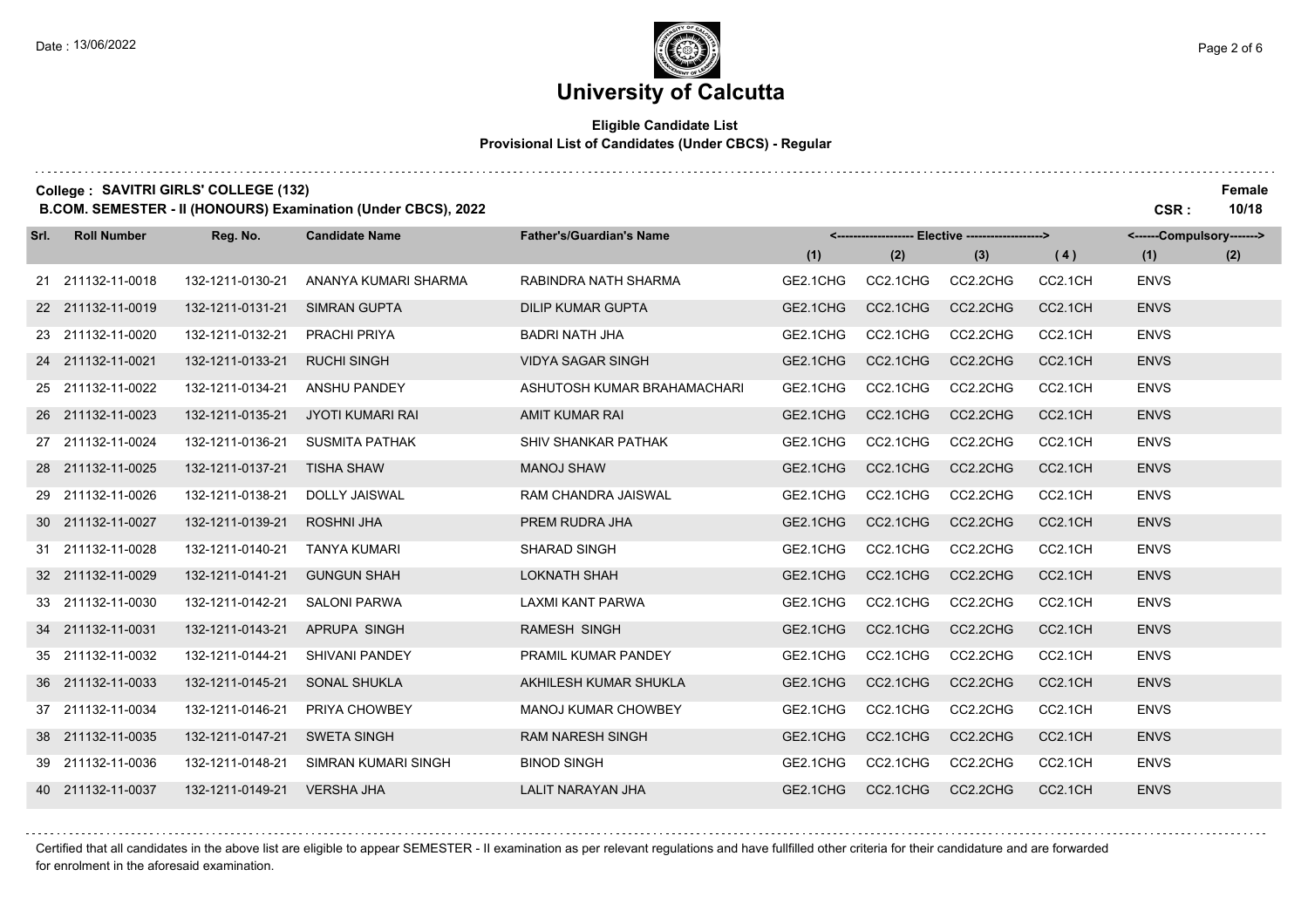# University of Calcutta

**Eligible Candidate List**
**Provisional List of Candidates (Under CBCS) - Regular**

**College : SAVITRI GIRLS' COLLEGE (132)** **Female**

**B.COM. SEMESTER - II (HONOURS) Examination (Under CBCS), 2022** **CSR : 10/18**

| Srl. | Roll Number | Reg. No. | Candidate Name | Father's/Guardian's Name | Elective (1) | Elective (2) | Elective (3) | Elective (4) | Compulsory (1) | Compulsory (2) |
|---|---|---|---|---|---|---|---|---|---|---|
| 21 | 211132-11-0018 | 132-1211-0130-21 | ANANYA KUMARI SHARMA | RABINDRA NATH SHARMA | GE2.1CHG | CC2.1CHG | CC2.2CHG | CC2.1CH | ENVS | |
| 22 | 211132-11-0019 | 132-1211-0131-21 | SIMRAN GUPTA | DILIP KUMAR GUPTA | GE2.1CHG | CC2.1CHG | CC2.2CHG | CC2.1CH | ENVS | |
| 23 | 211132-11-0020 | 132-1211-0132-21 | PRACHI PRIYA | BADRI NATH JHA | GE2.1CHG | CC2.1CHG | CC2.2CHG | CC2.1CH | ENVS | |
| 24 | 211132-11-0021 | 132-1211-0133-21 | RUCHI SINGH | VIDYA SAGAR SINGH | GE2.1CHG | CC2.1CHG | CC2.2CHG | CC2.1CH | ENVS | |
| 25 | 211132-11-0022 | 132-1211-0134-21 | ANSHU PANDEY | ASHUTOSH KUMAR BRAHAMACHARI | GE2.1CHG | CC2.1CHG | CC2.2CHG | CC2.1CH | ENVS | |
| 26 | 211132-11-0023 | 132-1211-0135-21 | JYOTI KUMARI RAI | AMIT KUMAR RAI | GE2.1CHG | CC2.1CHG | CC2.2CHG | CC2.1CH | ENVS | |
| 27 | 211132-11-0024 | 132-1211-0136-21 | SUSMITA PATHAK | SHIV SHANKAR PATHAK | GE2.1CHG | CC2.1CHG | CC2.2CHG | CC2.1CH | ENVS | |
| 28 | 211132-11-0025 | 132-1211-0137-21 | TISHA SHAW | MANOJ SHAW | GE2.1CHG | CC2.1CHG | CC2.2CHG | CC2.1CH | ENVS | |
| 29 | 211132-11-0026 | 132-1211-0138-21 | DOLLY JAISWAL | RAM CHANDRA JAISWAL | GE2.1CHG | CC2.1CHG | CC2.2CHG | CC2.1CH | ENVS | |
| 30 | 211132-11-0027 | 132-1211-0139-21 | ROSHNI JHA | PREM RUDRA JHA | GE2.1CHG | CC2.1CHG | CC2.2CHG | CC2.1CH | ENVS | |
| 31 | 211132-11-0028 | 132-1211-0140-21 | TANYA KUMARI | SHARAD SINGH | GE2.1CHG | CC2.1CHG | CC2.2CHG | CC2.1CH | ENVS | |
| 32 | 211132-11-0029 | 132-1211-0141-21 | GUNGUN SHAH | LOKNATH SHAH | GE2.1CHG | CC2.1CHG | CC2.2CHG | CC2.1CH | ENVS | |
| 33 | 211132-11-0030 | 132-1211-0142-21 | SALONI PARWA | LAXMI KANT PARWA | GE2.1CHG | CC2.1CHG | CC2.2CHG | CC2.1CH | ENVS | |
| 34 | 211132-11-0031 | 132-1211-0143-21 | APRUPA SINGH | RAMESH SINGH | GE2.1CHG | CC2.1CHG | CC2.2CHG | CC2.1CH | ENVS | |
| 35 | 211132-11-0032 | 132-1211-0144-21 | SHIVANI PANDEY | PRAMIL KUMAR PANDEY | GE2.1CHG | CC2.1CHG | CC2.2CHG | CC2.1CH | ENVS | |
| 36 | 211132-11-0033 | 132-1211-0145-21 | SONAL SHUKLA | AKHILESH KUMAR SHUKLA | GE2.1CHG | CC2.1CHG | CC2.2CHG | CC2.1CH | ENVS | |
| 37 | 211132-11-0034 | 132-1211-0146-21 | PRIYA CHOWBEY | MANOJ KUMAR CHOWBEY | GE2.1CHG | CC2.1CHG | CC2.2CHG | CC2.1CH | ENVS | |
| 38 | 211132-11-0035 | 132-1211-0147-21 | SWETA SINGH | RAM NARESH SINGH | GE2.1CHG | CC2.1CHG | CC2.2CHG | CC2.1CH | ENVS | |
| 39 | 211132-11-0036 | 132-1211-0148-21 | SIMRAN KUMARI SINGH | BINOD SINGH | GE2.1CHG | CC2.1CHG | CC2.2CHG | CC2.1CH | ENVS | |
| 40 | 211132-11-0037 | 132-1211-0149-21 | VERSHA JHA | LALIT NARAYAN JHA | GE2.1CHG | CC2.1CHG | CC2.2CHG | CC2.1CH | ENVS | |

Certified that all candidates in the above list are eligible to appear SEMESTER - II examination as per relevant regulations and have fullfilled other criteria for their candidature and are forwarded for enrolment in the aforesaid examination.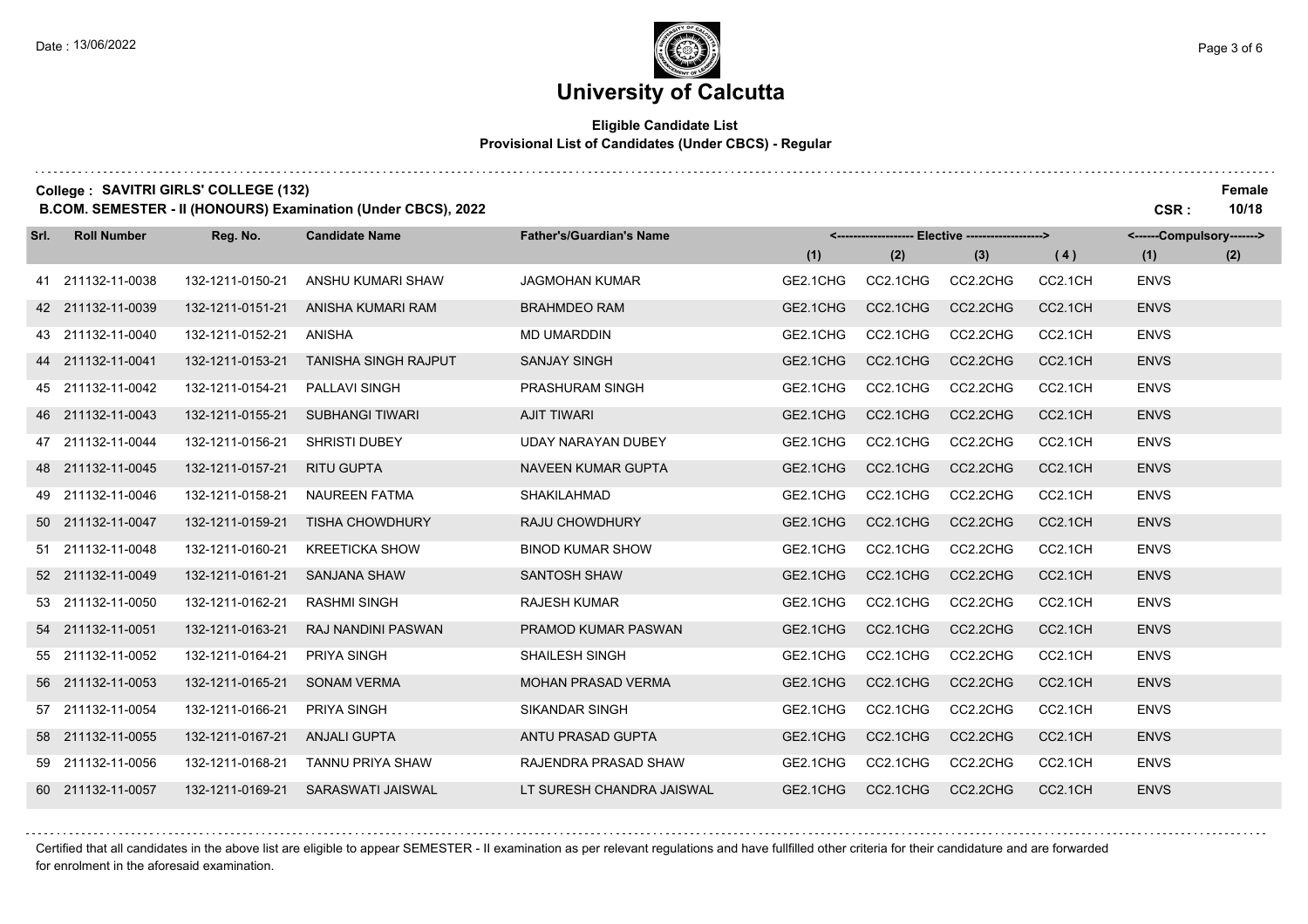# University of Calcutta

**Eligible Candidate List**
**Provisional List of Candidates (Under CBCS) - Regular**

**College : SAVITRI GIRLS' COLLEGE (132)** — **Female**

**B.COM. SEMESTER - II (HONOURS) Examination (Under CBCS), 2022** — **CSR : 10/18**

| Srl. | Roll Number | Reg. No. | Candidate Name | Father's/Guardian's Name | Elective (1) | Elective (2) | Elective (3) | Elective (4) | Compulsory (1) | Compulsory (2) |
|---|---|---|---|---|---|---|---|---|---|---|
| 41 | 211132-11-0038 | 132-1211-0150-21 | ANSHU KUMARI SHAW | JAGMOHAN KUMAR | GE2.1CHG | CC2.1CHG | CC2.2CHG | CC2.1CH | ENVS | |
| 42 | 211132-11-0039 | 132-1211-0151-21 | ANISHA KUMARI RAM | BRAHMDEO RAM | GE2.1CHG | CC2.1CHG | CC2.2CHG | CC2.1CH | ENVS | |
| 43 | 211132-11-0040 | 132-1211-0152-21 | ANISHA | MD UMARDDIN | GE2.1CHG | CC2.1CHG | CC2.2CHG | CC2.1CH | ENVS | |
| 44 | 211132-11-0041 | 132-1211-0153-21 | TANISHA SINGH RAJPUT | SANJAY SINGH | GE2.1CHG | CC2.1CHG | CC2.2CHG | CC2.1CH | ENVS | |
| 45 | 211132-11-0042 | 132-1211-0154-21 | PALLAVI SINGH | PRASHURAM SINGH | GE2.1CHG | CC2.1CHG | CC2.2CHG | CC2.1CH | ENVS | |
| 46 | 211132-11-0043 | 132-1211-0155-21 | SUBHANGI TIWARI | AJIT TIWARI | GE2.1CHG | CC2.1CHG | CC2.2CHG | CC2.1CH | ENVS | |
| 47 | 211132-11-0044 | 132-1211-0156-21 | SHRISTI DUBEY | UDAY NARAYAN DUBEY | GE2.1CHG | CC2.1CHG | CC2.2CHG | CC2.1CH | ENVS | |
| 48 | 211132-11-0045 | 132-1211-0157-21 | RITU GUPTA | NAVEEN KUMAR GUPTA | GE2.1CHG | CC2.1CHG | CC2.2CHG | CC2.1CH | ENVS | |
| 49 | 211132-11-0046 | 132-1211-0158-21 | NAUREEN FATMA | SHAKILAHMAD | GE2.1CHG | CC2.1CHG | CC2.2CHG | CC2.1CH | ENVS | |
| 50 | 211132-11-0047 | 132-1211-0159-21 | TISHA CHOWDHURY | RAJU CHOWDHURY | GE2.1CHG | CC2.1CHG | CC2.2CHG | CC2.1CH | ENVS | |
| 51 | 211132-11-0048 | 132-1211-0160-21 | KREETICKA SHOW | BINOD KUMAR SHOW | GE2.1CHG | CC2.1CHG | CC2.2CHG | CC2.1CH | ENVS | |
| 52 | 211132-11-0049 | 132-1211-0161-21 | SANJANA SHAW | SANTOSH SHAW | GE2.1CHG | CC2.1CHG | CC2.2CHG | CC2.1CH | ENVS | |
| 53 | 211132-11-0050 | 132-1211-0162-21 | RASHMI SINGH | RAJESH KUMAR | GE2.1CHG | CC2.1CHG | CC2.2CHG | CC2.1CH | ENVS | |
| 54 | 211132-11-0051 | 132-1211-0163-21 | RAJ NANDINI PASWAN | PRAMOD KUMAR PASWAN | GE2.1CHG | CC2.1CHG | CC2.2CHG | CC2.1CH | ENVS | |
| 55 | 211132-11-0052 | 132-1211-0164-21 | PRIYA SINGH | SHAILESH SINGH | GE2.1CHG | CC2.1CHG | CC2.2CHG | CC2.1CH | ENVS | |
| 56 | 211132-11-0053 | 132-1211-0165-21 | SONAM VERMA | MOHAN PRASAD VERMA | GE2.1CHG | CC2.1CHG | CC2.2CHG | CC2.1CH | ENVS | |
| 57 | 211132-11-0054 | 132-1211-0166-21 | PRIYA SINGH | SIKANDAR SINGH | GE2.1CHG | CC2.1CHG | CC2.2CHG | CC2.1CH | ENVS | |
| 58 | 211132-11-0055 | 132-1211-0167-21 | ANJALI GUPTA | ANTU PRASAD GUPTA | GE2.1CHG | CC2.1CHG | CC2.2CHG | CC2.1CH | ENVS | |
| 59 | 211132-11-0056 | 132-1211-0168-21 | TANNU PRIYA SHAW | RAJENDRA PRASAD SHAW | GE2.1CHG | CC2.1CHG | CC2.2CHG | CC2.1CH | ENVS | |
| 60 | 211132-11-0057 | 132-1211-0169-21 | SARASWATI JAISWAL | LT SURESH CHANDRA JAISWAL | GE2.1CHG | CC2.1CHG | CC2.2CHG | CC2.1CH | ENVS | |

Certified that all candidates in the above list are eligible to appear SEMESTER - II examination as per relevant regulations and have fullfilled other criteria for their candidature and are forwarded for enrolment in the aforesaid examination.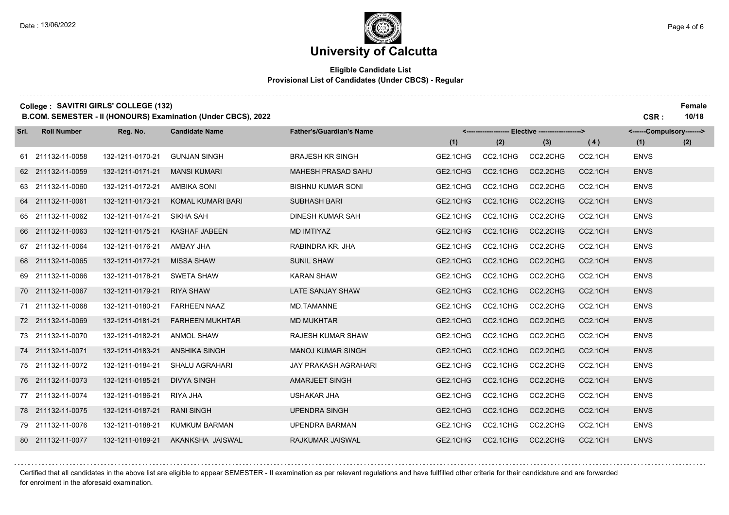# University of Calcutta

**Eligible Candidate List**
**Provisional List of Candidates (Under CBCS) - Regular**

**College : SAVITRI GIRLS' COLLEGE (132)**
**B.COM. SEMESTER - II (HONOURS) Examination (Under CBCS), 2022**

**Female**
**CSR : 10/18**

| Srl. | Roll Number | Reg. No. | Candidate Name | Father's/Guardian's Name | Elective (1) | Elective (2) | Elective (3) | Elective (4) | Compulsory (1) | Compulsory (2) |
|---|---|---|---|---|---|---|---|---|---|---|
| 61 | 211132-11-0058 | 132-1211-0170-21 | GUNJAN SINGH | BRAJESH KR SINGH | GE2.1CHG | CC2.1CHG | CC2.2CHG | CC2.1CH | ENVS | |
| 62 | 211132-11-0059 | 132-1211-0171-21 | MANSI KUMARI | MAHESH PRASAD SAHU | GE2.1CHG | CC2.1CHG | CC2.2CHG | CC2.1CH | ENVS | |
| 63 | 211132-11-0060 | 132-1211-0172-21 | AMBIKA SONI | BISHNU KUMAR SONI | GE2.1CHG | CC2.1CHG | CC2.2CHG | CC2.1CH | ENVS | |
| 64 | 211132-11-0061 | 132-1211-0173-21 | KOMAL KUMARI BARI | SUBHASH BARI | GE2.1CHG | CC2.1CHG | CC2.2CHG | CC2.1CH | ENVS | |
| 65 | 211132-11-0062 | 132-1211-0174-21 | SIKHA SAH | DINESH KUMAR SAH | GE2.1CHG | CC2.1CHG | CC2.2CHG | CC2.1CH | ENVS | |
| 66 | 211132-11-0063 | 132-1211-0175-21 | KASHAF JABEEN | MD IMTIYAZ | GE2.1CHG | CC2.1CHG | CC2.2CHG | CC2.1CH | ENVS | |
| 67 | 211132-11-0064 | 132-1211-0176-21 | AMBAY JHA | RABINDRA KR. JHA | GE2.1CHG | CC2.1CHG | CC2.2CHG | CC2.1CH | ENVS | |
| 68 | 211132-11-0065 | 132-1211-0177-21 | MISSA SHAW | SUNIL SHAW | GE2.1CHG | CC2.1CHG | CC2.2CHG | CC2.1CH | ENVS | |
| 69 | 211132-11-0066 | 132-1211-0178-21 | SWETA SHAW | KARAN SHAW | GE2.1CHG | CC2.1CHG | CC2.2CHG | CC2.1CH | ENVS | |
| 70 | 211132-11-0067 | 132-1211-0179-21 | RIYA SHAW | LATE SANJAY SHAW | GE2.1CHG | CC2.1CHG | CC2.2CHG | CC2.1CH | ENVS | |
| 71 | 211132-11-0068 | 132-1211-0180-21 | FARHEEN NAAZ | MD.TAMANNE | GE2.1CHG | CC2.1CHG | CC2.2CHG | CC2.1CH | ENVS | |
| 72 | 211132-11-0069 | 132-1211-0181-21 | FARHEEN MUKHTAR | MD MUKHTAR | GE2.1CHG | CC2.1CHG | CC2.2CHG | CC2.1CH | ENVS | |
| 73 | 211132-11-0070 | 132-1211-0182-21 | ANMOL SHAW | RAJESH KUMAR SHAW | GE2.1CHG | CC2.1CHG | CC2.2CHG | CC2.1CH | ENVS | |
| 74 | 211132-11-0071 | 132-1211-0183-21 | ANSHIKA SINGH | MANOJ KUMAR SINGH | GE2.1CHG | CC2.1CHG | CC2.2CHG | CC2.1CH | ENVS | |
| 75 | 211132-11-0072 | 132-1211-0184-21 | SHALU AGRAHARI | JAY PRAKASH AGRAHARI | GE2.1CHG | CC2.1CHG | CC2.2CHG | CC2.1CH | ENVS | |
| 76 | 211132-11-0073 | 132-1211-0185-21 | DIVYA SINGH | AMARJEET SINGH | GE2.1CHG | CC2.1CHG | CC2.2CHG | CC2.1CH | ENVS | |
| 77 | 211132-11-0074 | 132-1211-0186-21 | RIYA JHA | USHAKAR JHA | GE2.1CHG | CC2.1CHG | CC2.2CHG | CC2.1CH | ENVS | |
| 78 | 211132-11-0075 | 132-1211-0187-21 | RANI SINGH | UPENDRA SINGH | GE2.1CHG | CC2.1CHG | CC2.2CHG | CC2.1CH | ENVS | |
| 79 | 211132-11-0076 | 132-1211-0188-21 | KUMKUM BARMAN | UPENDRA BARMAN | GE2.1CHG | CC2.1CHG | CC2.2CHG | CC2.1CH | ENVS | |
| 80 | 211132-11-0077 | 132-1211-0189-21 | AKANKSHA JAISWAL | RAJKUMAR JAISWAL | GE2.1CHG | CC2.1CHG | CC2.2CHG | CC2.1CH | ENVS | |

Certified that all candidates in the above list are eligible to appear SEMESTER - II examination as per relevant regulations and have fullfilled other criteria for their candidature and are forwarded for enrolment in the aforesaid examination.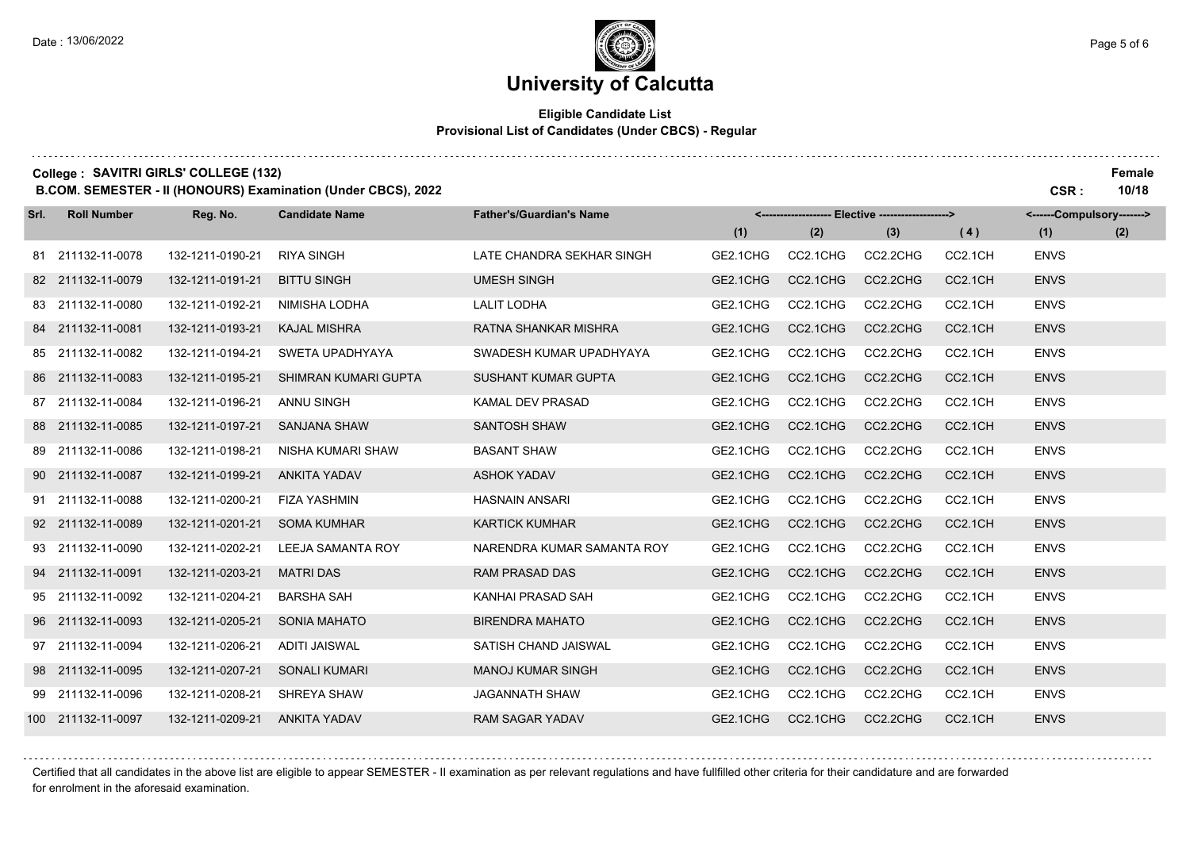# University of Calcutta

**Eligible Candidate List**
**Provisional List of Candidates (Under CBCS) - Regular**

**College : SAVITRI GIRLS' COLLEGE (132)** **Female**
**B.COM. SEMESTER - II (HONOURS) Examination (Under CBCS), 2022** **CSR : 10/18**

| Srl. | Roll Number | Reg. No. | Candidate Name | Father's/Guardian's Name | Elective (1) | Elective (2) | Elective (3) | Elective (4) | Compulsory (1) | Compulsory (2) |
|---|---|---|---|---|---|---|---|---|---|---|
| 81 | 211132-11-0078 | 132-1211-0190-21 | RIYA SINGH | LATE CHANDRA SEKHAR SINGH | GE2.1CHG | CC2.1CHG | CC2.2CHG | CC2.1CH | ENVS | |
| 82 | 211132-11-0079 | 132-1211-0191-21 | BITTU SINGH | UMESH SINGH | GE2.1CHG | CC2.1CHG | CC2.2CHG | CC2.1CH | ENVS | |
| 83 | 211132-11-0080 | 132-1211-0192-21 | NIMISHA LODHA | LALIT LODHA | GE2.1CHG | CC2.1CHG | CC2.2CHG | CC2.1CH | ENVS | |
| 84 | 211132-11-0081 | 132-1211-0193-21 | KAJAL MISHRA | RATNA SHANKAR MISHRA | GE2.1CHG | CC2.1CHG | CC2.2CHG | CC2.1CH | ENVS | |
| 85 | 211132-11-0082 | 132-1211-0194-21 | SWETA UPADHYAYA | SWADESH KUMAR UPADHYAYA | GE2.1CHG | CC2.1CHG | CC2.2CHG | CC2.1CH | ENVS | |
| 86 | 211132-11-0083 | 132-1211-0195-21 | SHIMRAN KUMARI GUPTA | SUSHANT KUMAR GUPTA | GE2.1CHG | CC2.1CHG | CC2.2CHG | CC2.1CH | ENVS | |
| 87 | 211132-11-0084 | 132-1211-0196-21 | ANNU SINGH | KAMAL DEV PRASAD | GE2.1CHG | CC2.1CHG | CC2.2CHG | CC2.1CH | ENVS | |
| 88 | 211132-11-0085 | 132-1211-0197-21 | SANJANA SHAW | SANTOSH SHAW | GE2.1CHG | CC2.1CHG | CC2.2CHG | CC2.1CH | ENVS | |
| 89 | 211132-11-0086 | 132-1211-0198-21 | NISHA KUMARI SHAW | BASANT SHAW | GE2.1CHG | CC2.1CHG | CC2.2CHG | CC2.1CH | ENVS | |
| 90 | 211132-11-0087 | 132-1211-0199-21 | ANKITA YADAV | ASHOK YADAV | GE2.1CHG | CC2.1CHG | CC2.2CHG | CC2.1CH | ENVS | |
| 91 | 211132-11-0088 | 132-1211-0200-21 | FIZA YASHMIN | HASNAIN ANSARI | GE2.1CHG | CC2.1CHG | CC2.2CHG | CC2.1CH | ENVS | |
| 92 | 211132-11-0089 | 132-1211-0201-21 | SOMA KUMHAR | KARTICK KUMHAR | GE2.1CHG | CC2.1CHG | CC2.2CHG | CC2.1CH | ENVS | |
| 93 | 211132-11-0090 | 132-1211-0202-21 | LEEJA SAMANTA ROY | NARENDRA KUMAR SAMANTA ROY | GE2.1CHG | CC2.1CHG | CC2.2CHG | CC2.1CH | ENVS | |
| 94 | 211132-11-0091 | 132-1211-0203-21 | MATRI DAS | RAM PRASAD DAS | GE2.1CHG | CC2.1CHG | CC2.2CHG | CC2.1CH | ENVS | |
| 95 | 211132-11-0092 | 132-1211-0204-21 | BARSHA SAH | KANHAI PRASAD SAH | GE2.1CHG | CC2.1CHG | CC2.2CHG | CC2.1CH | ENVS | |
| 96 | 211132-11-0093 | 132-1211-0205-21 | SONIA MAHATO | BIRENDRA MAHATO | GE2.1CHG | CC2.1CHG | CC2.2CHG | CC2.1CH | ENVS | |
| 97 | 211132-11-0094 | 132-1211-0206-21 | ADITI JAISWAL | SATISH CHAND JAISWAL | GE2.1CHG | CC2.1CHG | CC2.2CHG | CC2.1CH | ENVS | |
| 98 | 211132-11-0095 | 132-1211-0207-21 | SONALI KUMARI | MANOJ KUMAR SINGH | GE2.1CHG | CC2.1CHG | CC2.2CHG | CC2.1CH | ENVS | |
| 99 | 211132-11-0096 | 132-1211-0208-21 | SHREYA SHAW | JAGANNATH SHAW | GE2.1CHG | CC2.1CHG | CC2.2CHG | CC2.1CH | ENVS | |
| 100 | 211132-11-0097 | 132-1211-0209-21 | ANKITA YADAV | RAM SAGAR YADAV | GE2.1CHG | CC2.1CHG | CC2.2CHG | CC2.1CH | ENVS | |

Certified that all candidates in the above list are eligible to appear SEMESTER - II examination as per relevant regulations and have fullfilled other criteria for their candidature and are forwarded for enrolment in the aforesaid examination.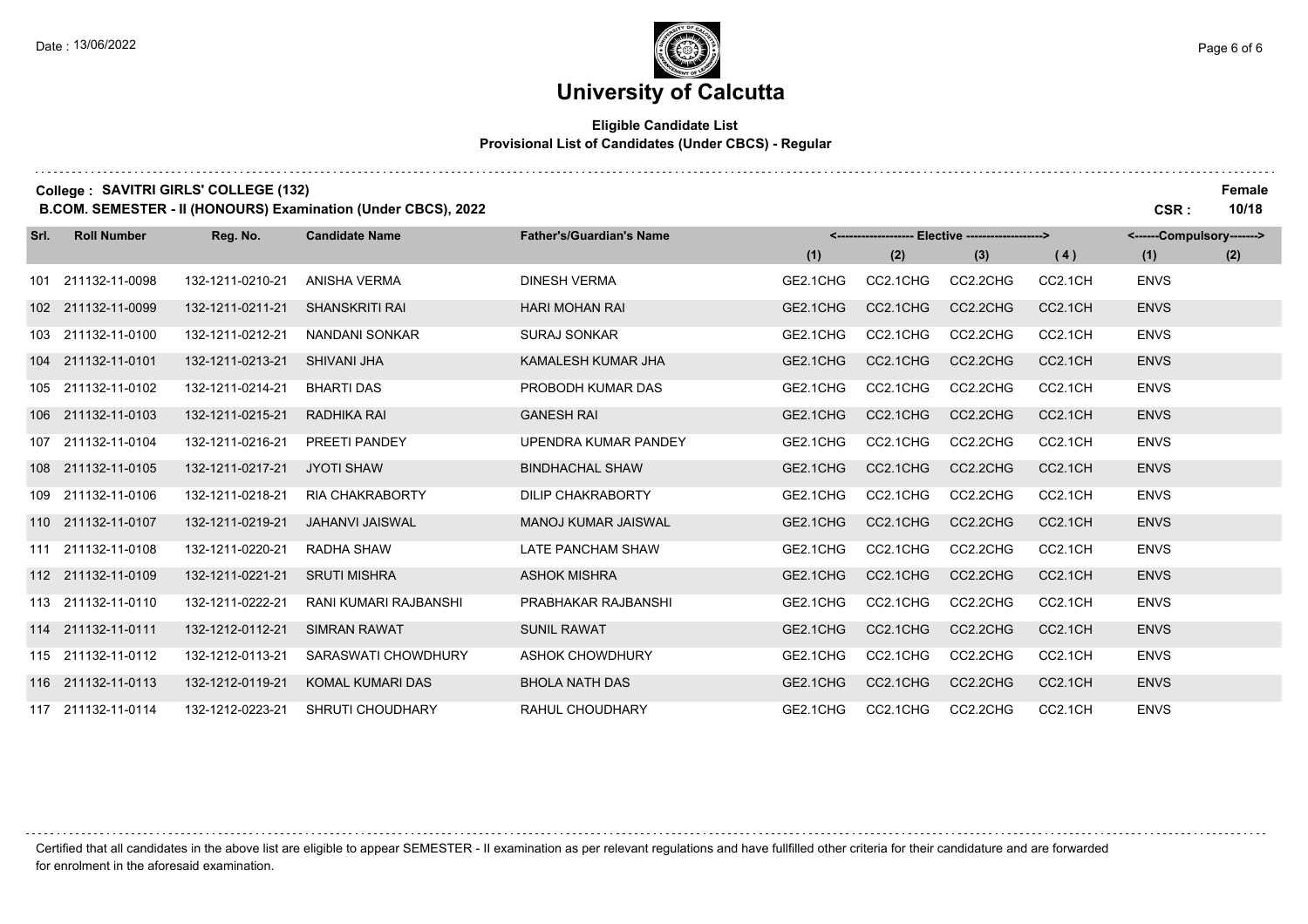# University of Calcutta

**Eligible Candidate List**
**Provisional List of Candidates (Under CBCS) - Regular**

**College : SAVITRI GIRLS' COLLEGE (132)** — **Female**

**B.COM. SEMESTER - II (HONOURS) Examination (Under CBCS), 2022** — **CSR : 10/18**

| Srl. | Roll Number | Reg. No. | Candidate Name | Father's/Guardian's Name | Elective (1) | Elective (2) | Elective (3) | Elective (4) | Compulsory (1) | Compulsory (2) |
|---|---|---|---|---|---|---|---|---|---|---|
| 101 | 211132-11-0098 | 132-1211-0210-21 | ANISHA VERMA | DINESH VERMA | GE2.1CHG | CC2.1CHG | CC2.2CHG | CC2.1CH | ENVS | |
| 102 | 211132-11-0099 | 132-1211-0211-21 | SHANSKRITI RAI | HARI MOHAN RAI | GE2.1CHG | CC2.1CHG | CC2.2CHG | CC2.1CH | ENVS | |
| 103 | 211132-11-0100 | 132-1211-0212-21 | NANDANI SONKAR | SURAJ SONKAR | GE2.1CHG | CC2.1CHG | CC2.2CHG | CC2.1CH | ENVS | |
| 104 | 211132-11-0101 | 132-1211-0213-21 | SHIVANI JHA | KAMALESH KUMAR JHA | GE2.1CHG | CC2.1CHG | CC2.2CHG | CC2.1CH | ENVS | |
| 105 | 211132-11-0102 | 132-1211-0214-21 | BHARTI DAS | PROBODH KUMAR DAS | GE2.1CHG | CC2.1CHG | CC2.2CHG | CC2.1CH | ENVS | |
| 106 | 211132-11-0103 | 132-1211-0215-21 | RADHIKA RAI | GANESH RAI | GE2.1CHG | CC2.1CHG | CC2.2CHG | CC2.1CH | ENVS | |
| 107 | 211132-11-0104 | 132-1211-0216-21 | PREETI PANDEY | UPENDRA KUMAR PANDEY | GE2.1CHG | CC2.1CHG | CC2.2CHG | CC2.1CH | ENVS | |
| 108 | 211132-11-0105 | 132-1211-0217-21 | JYOTI SHAW | BINDHACHAL SHAW | GE2.1CHG | CC2.1CHG | CC2.2CHG | CC2.1CH | ENVS | |
| 109 | 211132-11-0106 | 132-1211-0218-21 | RIA CHAKRABORTY | DILIP CHAKRABORTY | GE2.1CHG | CC2.1CHG | CC2.2CHG | CC2.1CH | ENVS | |
| 110 | 211132-11-0107 | 132-1211-0219-21 | JAHANVI JAISWAL | MANOJ KUMAR JAISWAL | GE2.1CHG | CC2.1CHG | CC2.2CHG | CC2.1CH | ENVS | |
| 111 | 211132-11-0108 | 132-1211-0220-21 | RADHA SHAW | LATE PANCHAM SHAW | GE2.1CHG | CC2.1CHG | CC2.2CHG | CC2.1CH | ENVS | |
| 112 | 211132-11-0109 | 132-1211-0221-21 | SRUTI MISHRA | ASHOK MISHRA | GE2.1CHG | CC2.1CHG | CC2.2CHG | CC2.1CH | ENVS | |
| 113 | 211132-11-0110 | 132-1211-0222-21 | RANI KUMARI RAJBANSHI | PRABHAKAR RAJBANSHI | GE2.1CHG | CC2.1CHG | CC2.2CHG | CC2.1CH | ENVS | |
| 114 | 211132-11-0111 | 132-1212-0112-21 | SIMRAN RAWAT | SUNIL RAWAT | GE2.1CHG | CC2.1CHG | CC2.2CHG | CC2.1CH | ENVS | |
| 115 | 211132-11-0112 | 132-1212-0113-21 | SARASWATI CHOWDHURY | ASHOK CHOWDHURY | GE2.1CHG | CC2.1CHG | CC2.2CHG | CC2.1CH | ENVS | |
| 116 | 211132-11-0113 | 132-1212-0119-21 | KOMAL KUMARI DAS | BHOLA NATH DAS | GE2.1CHG | CC2.1CHG | CC2.2CHG | CC2.1CH | ENVS | |
| 117 | 211132-11-0114 | 132-1212-0223-21 | SHRUTI CHOUDHARY | RAHUL CHOUDHARY | GE2.1CHG | CC2.1CHG | CC2.2CHG | CC2.1CH | ENVS | |

Certified that all candidates in the above list are eligible to appear SEMESTER - II examination as per relevant regulations and have fullfilled other criteria for their candidature and are forwarded for enrolment in the aforesaid examination.